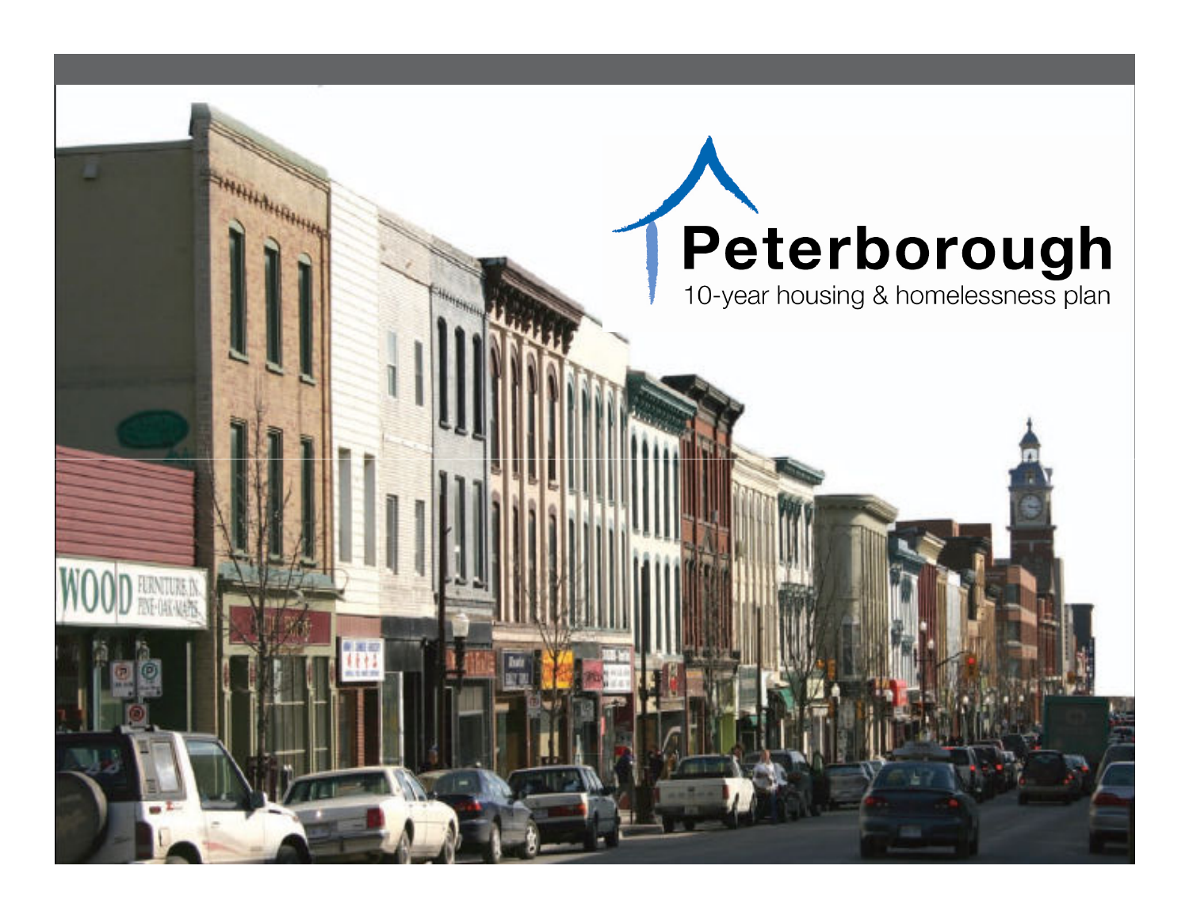# Peterborough

10-year housing & homelessness plan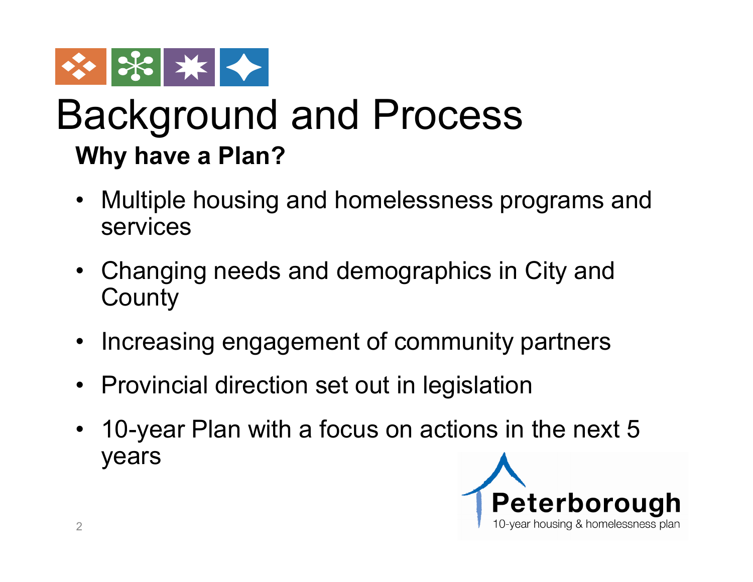# Background and Process

**Why have a Plan?**

- Multiple housing and homelessness programs and services
- Changing needs and demographics in City and County
- Increasing engagement of community partners
- Provincial direction set out in legislation
- 10-year Plan with a focus on actions in the next 5 years

Peterborough
10-year housing & homelessness plan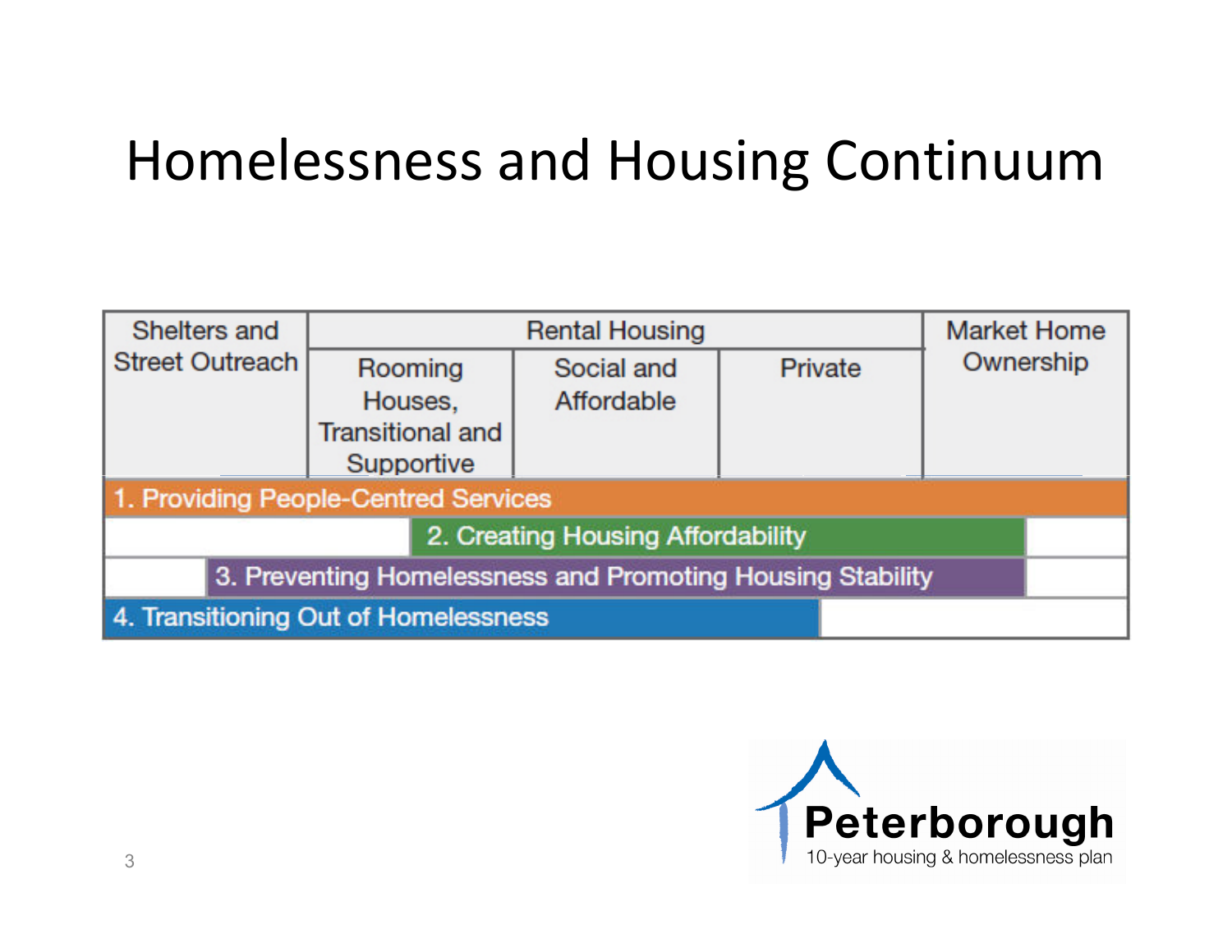# Homelessness and Housing Continuum

| Shelters and Street Outreach | Rental Housing | | | Market Home Ownership |
|---|---|---|---|---|
| | Rooming Houses, Transitional and Supportive | Social and Affordable | Private | |
| 1. Providing People-Centred Services | | | | |
| | 2. Creating Housing Affordability | | | |
| 3. Preventing Homelessness and Promoting Housing Stability | | | | |
| 4. Transitioning Out of Homelessness | | | | |

Peterborough
10-year housing & homelessness plan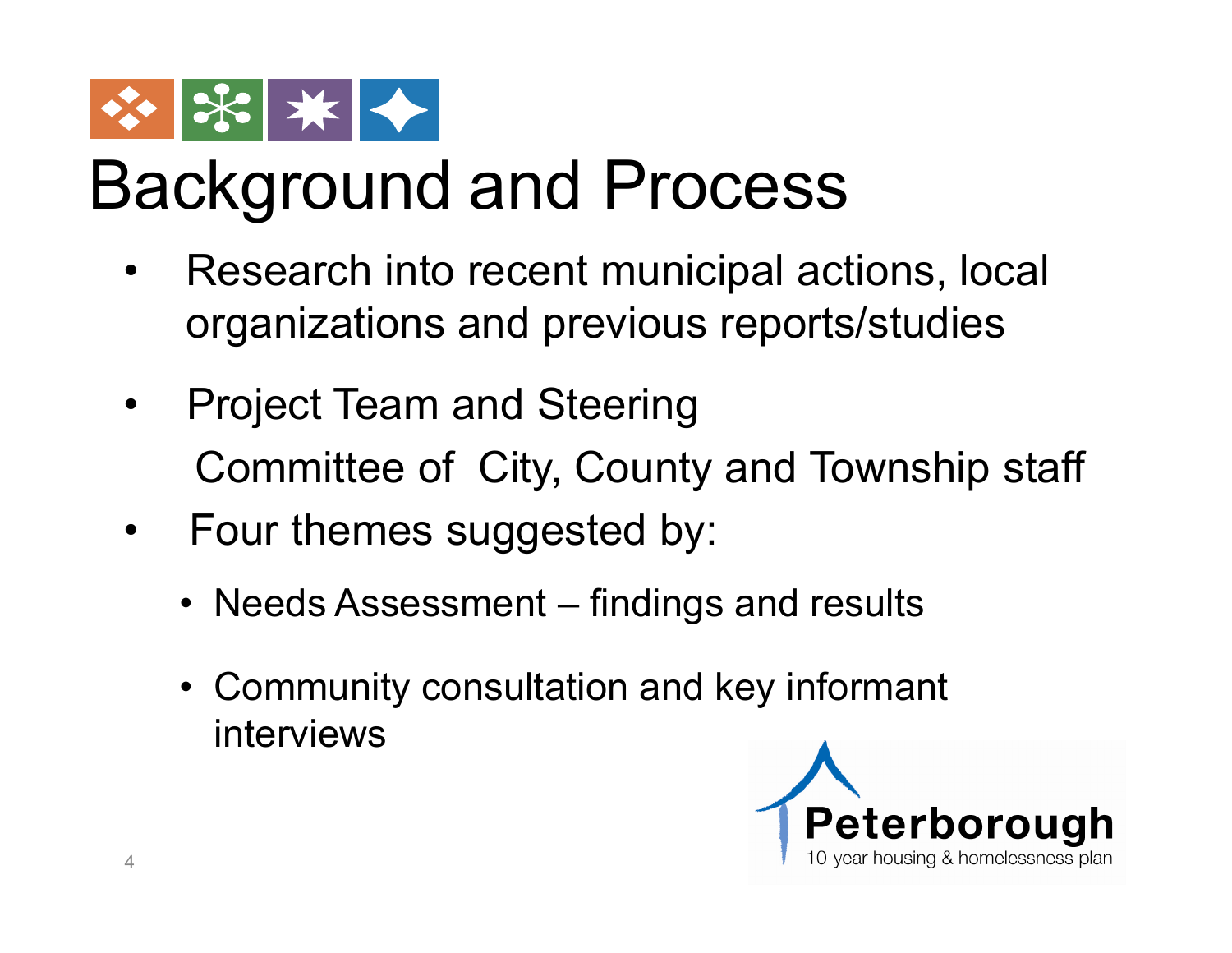# Background and Process

- Research into recent municipal actions, local organizations and previous reports/studies
- Project Team and Steering Committee of City, County and Township staff
- Four themes suggested by:
  - Needs Assessment – findings and results
  - Community consultation and key informant interviews

Peterborough
10-year housing & homelessness plan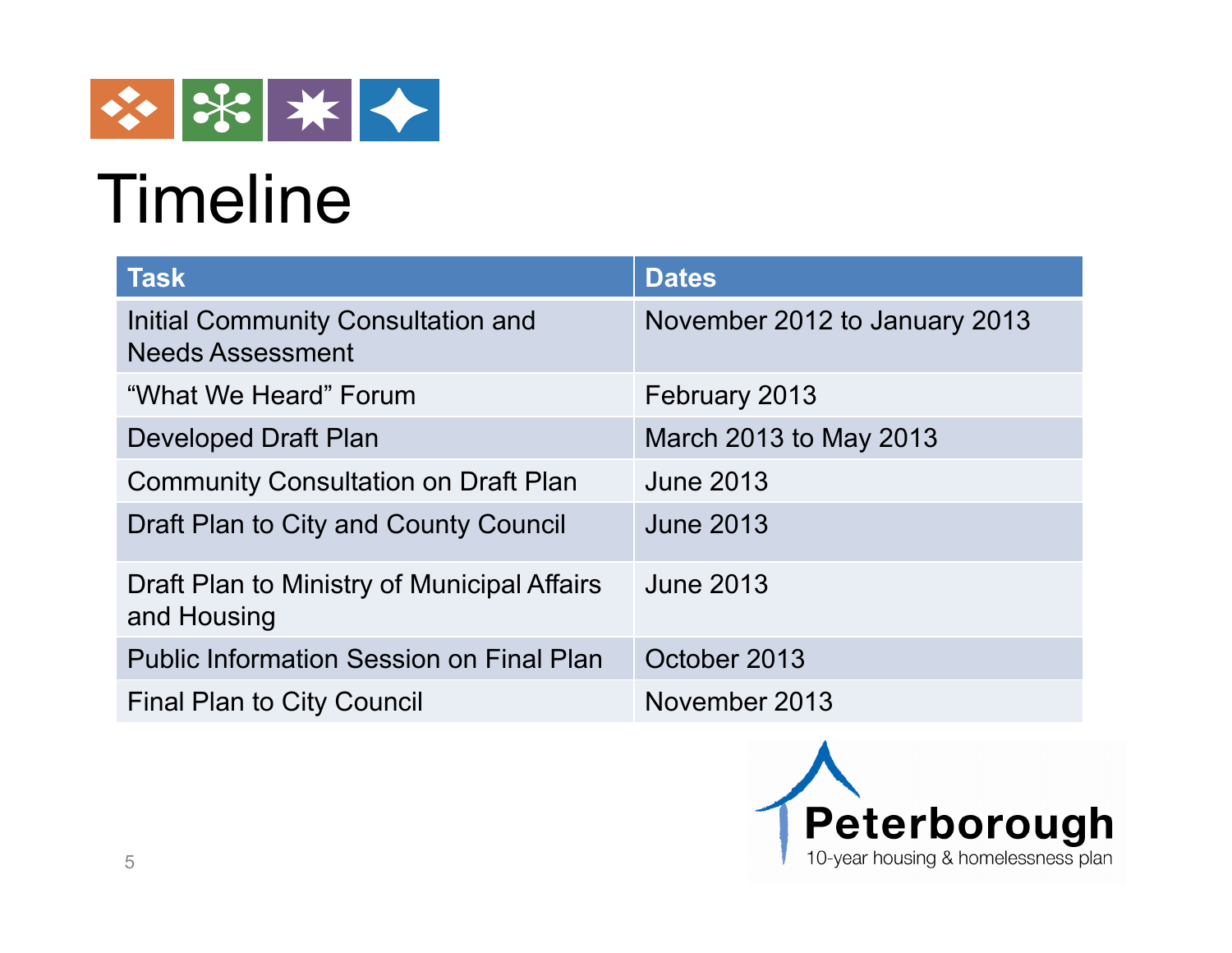# Timeline

| Task | Dates |
|---|---|
| Initial Community Consultation and Needs Assessment | November 2012 to January 2013 |
| "What We Heard" Forum | February 2013 |
| Developed Draft Plan | March 2013 to May 2013 |
| Community Consultation on Draft Plan | June 2013 |
| Draft Plan to City and County Council | June 2013 |
| Draft Plan to Ministry of Municipal Affairs and Housing | June 2013 |
| Public Information Session on Final Plan | October 2013 |
| Final Plan to City Council | November 2013 |

Peterborough
10-year housing & homelessness plan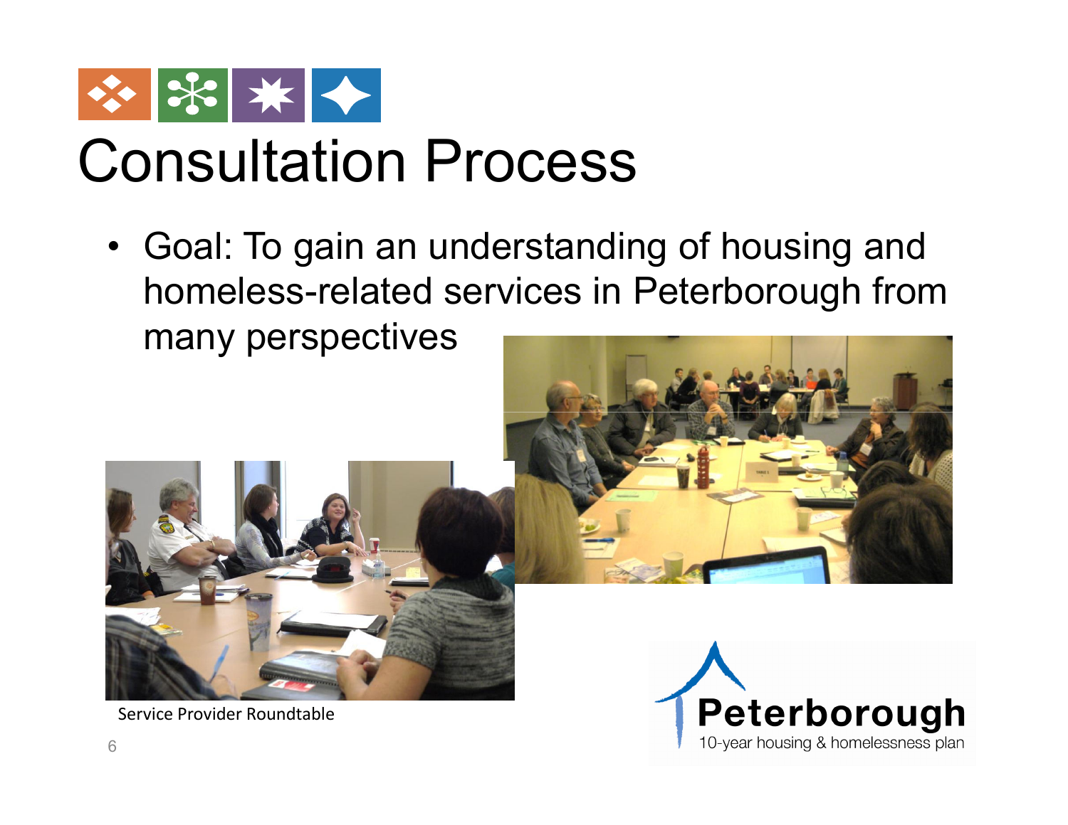# Consultation Process

- Goal: To gain an understanding of housing and homeless-related services in Peterborough from many perspectives

Service Provider Roundtable

Peterborough
10-year housing & homelessness plan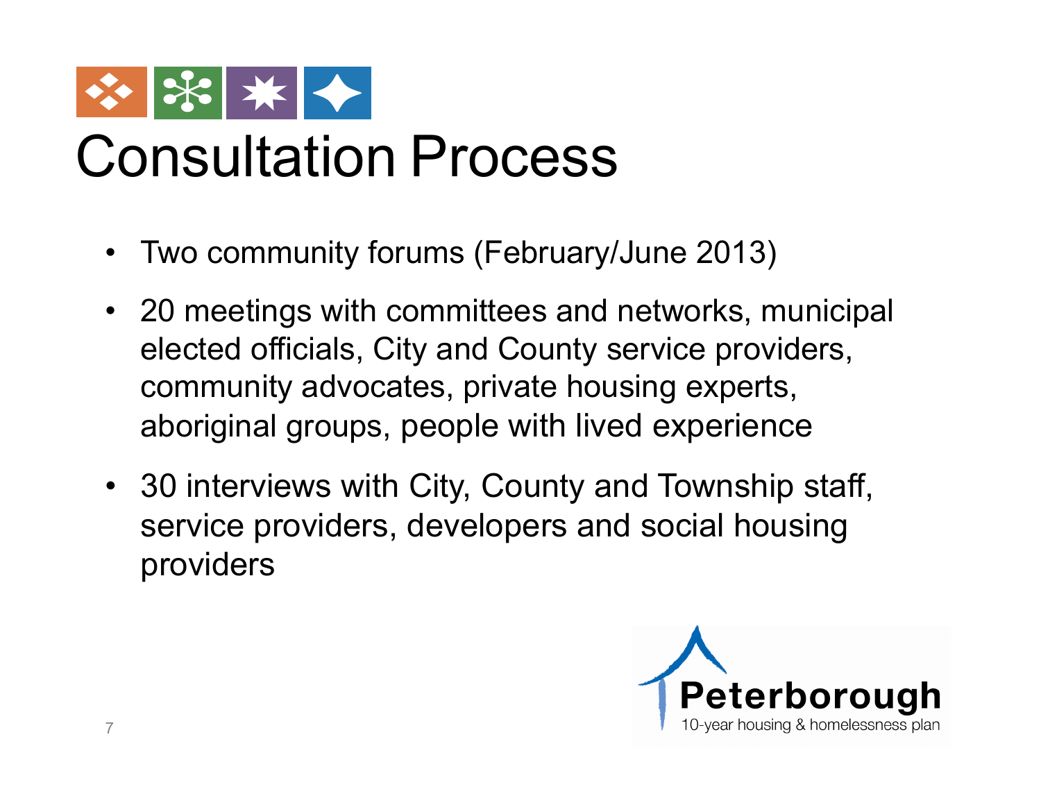# Consultation Process

- Two community forums (February/June 2013)
- 20 meetings with committees and networks, municipal elected officials, City and County service providers, community advocates, private housing experts, aboriginal groups, people with lived experience
- 30 interviews with City, County and Township staff, service providers, developers and social housing providers

Peterborough
10-year housing & homelessness plan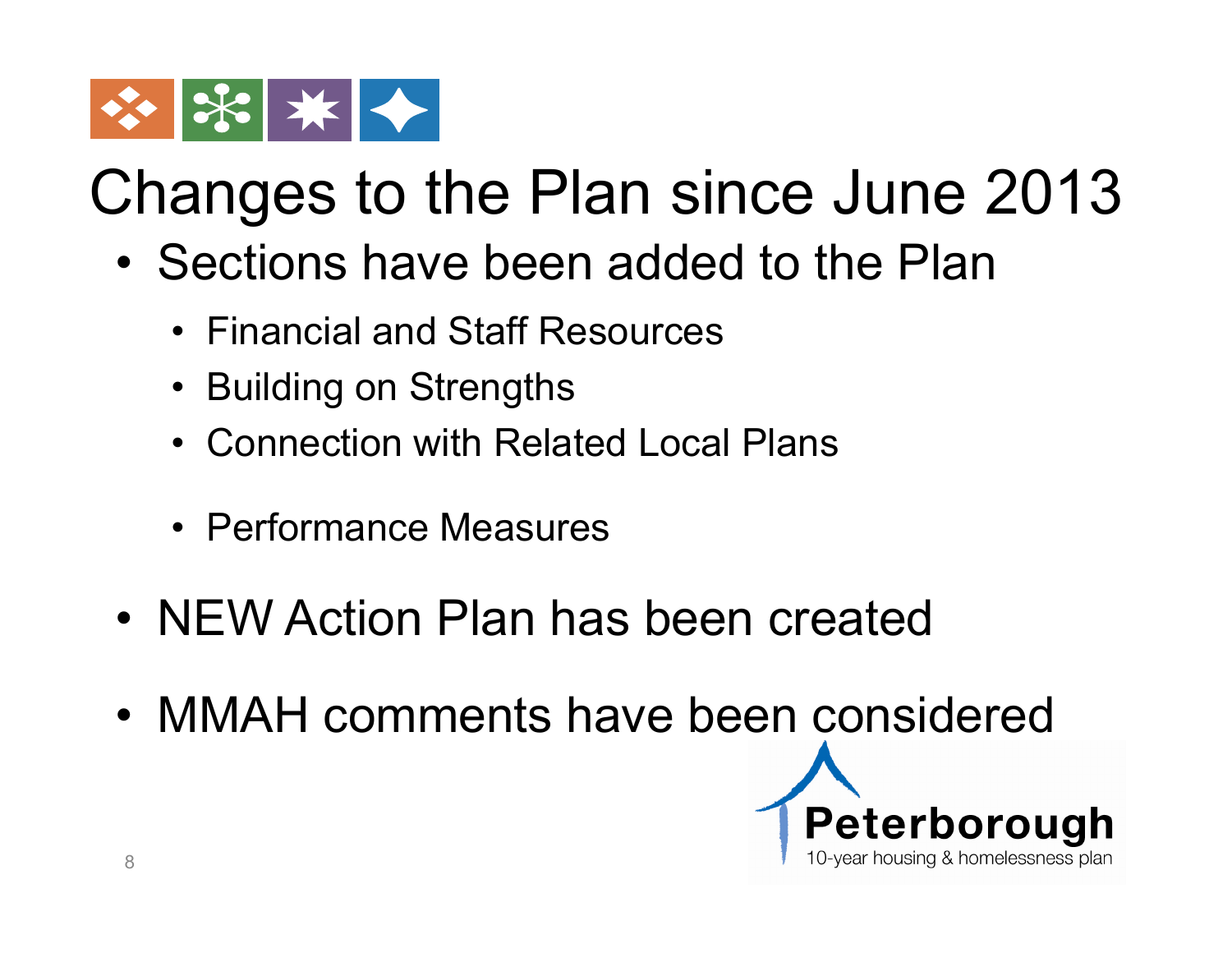# Changes to the Plan since June 2013

- Sections have been added to the Plan
  - Financial and Staff Resources
  - Building on Strengths
  - Connection with Related Local Plans
  - Performance Measures
- NEW Action Plan has been created
- MMAH comments have been considered

Peterborough
10-year housing & homelessness plan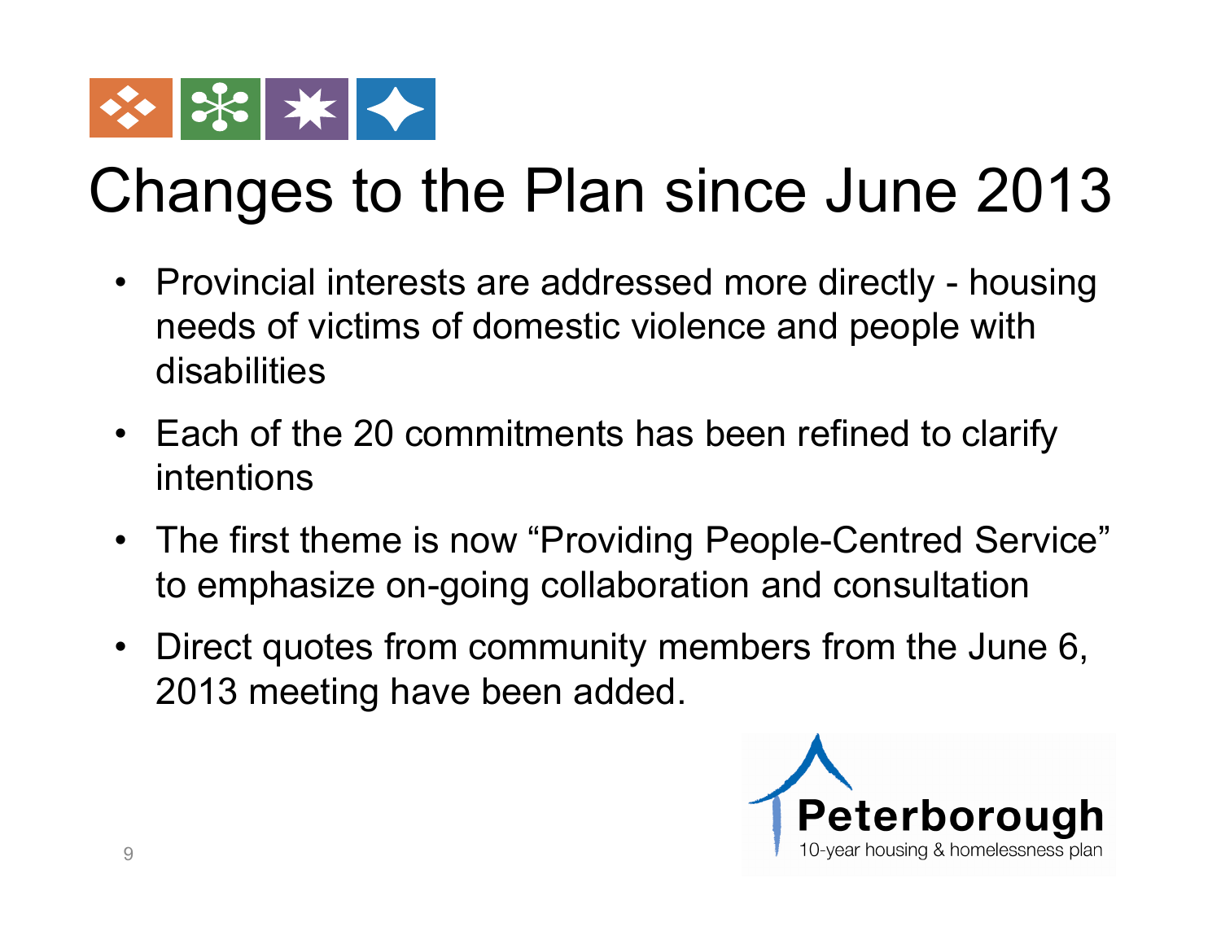# Changes to the Plan since June 2013

- Provincial interests are addressed more directly - housing needs of victims of domestic violence and people with disabilities
- Each of the 20 commitments has been refined to clarify intentions
- The first theme is now "Providing People-Centred Service" to emphasize on-going collaboration and consultation
- Direct quotes from community members from the June 6, 2013 meeting have been added.

Peterborough
10-year housing & homelessness plan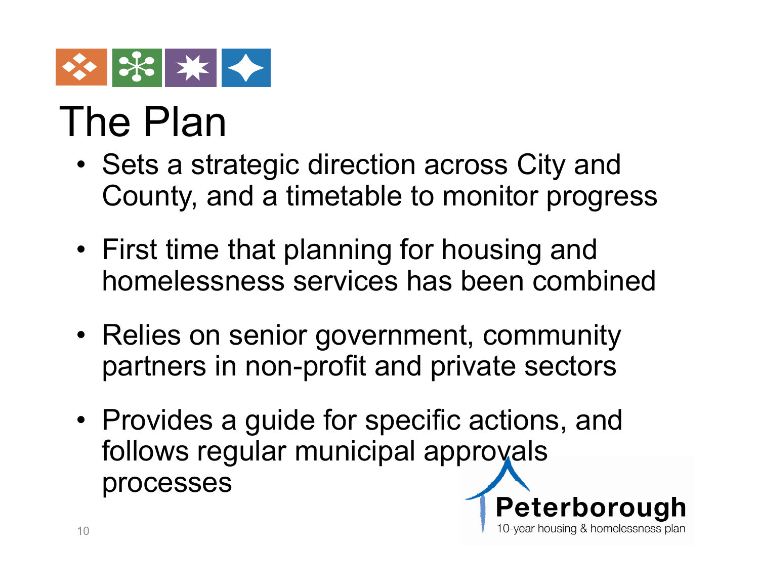# The Plan

- Sets a strategic direction across City and County, and a timetable to monitor progress
- First time that planning for housing and homelessness services has been combined
- Relies on senior government, community partners in non-profit and private sectors
- Provides a guide for specific actions, and follows regular municipal approvals processes

Peterborough
10-year housing & homelessness plan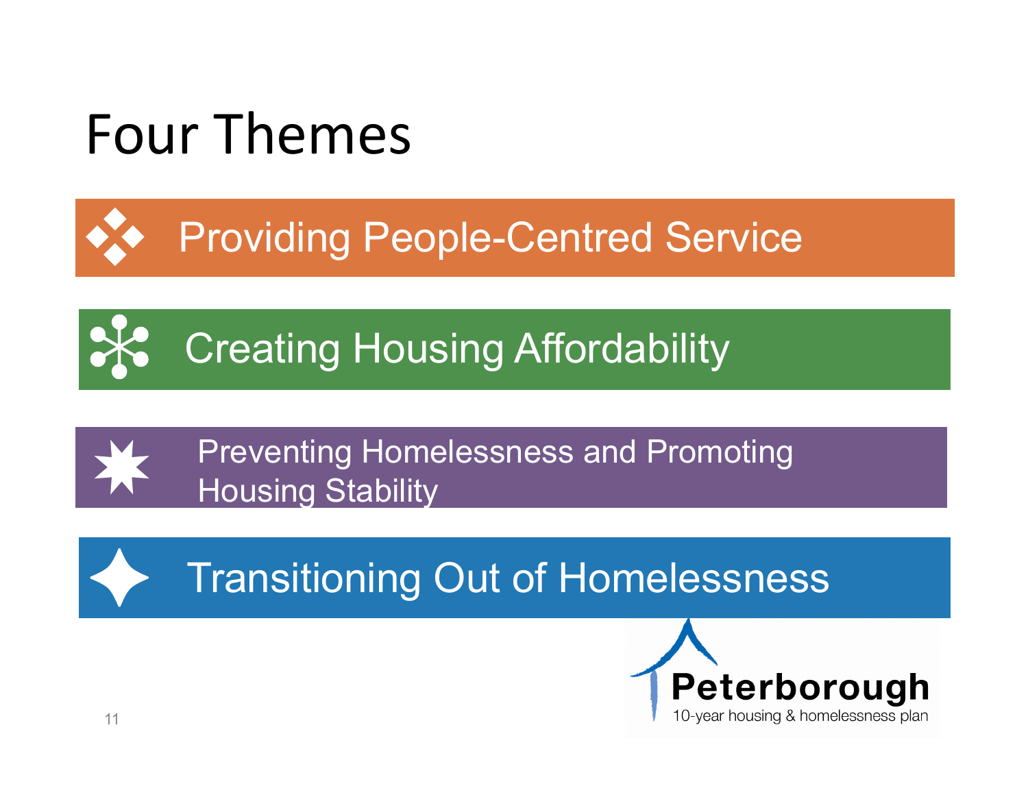# Four Themes

- Providing People-Centred Service
- Creating Housing Affordability
- Preventing Homelessness and Promoting Housing Stability
- Transitioning Out of Homelessness

Peterborough
10-year housing & homelessness plan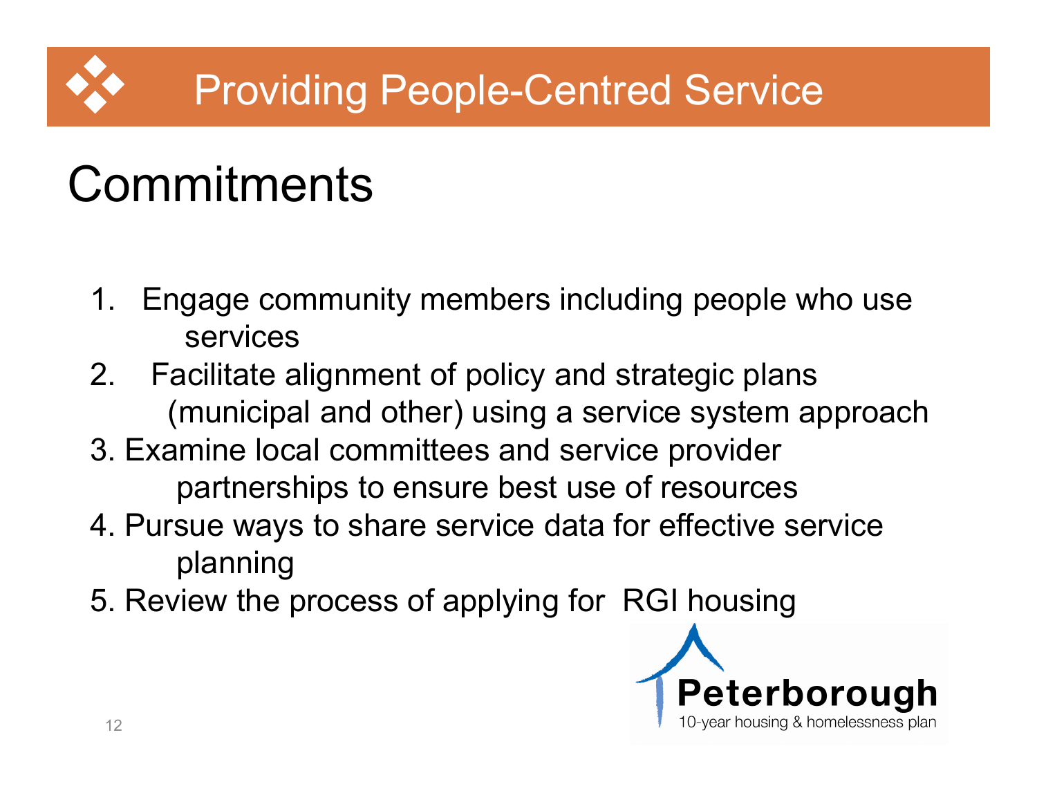# Providing People-Centred Service

## Commitments

1. Engage community members including people who use services
2. Facilitate alignment of policy and strategic plans (municipal and other) using a service system approach
3. Examine local committees and service provider partnerships to ensure best use of resources
4. Pursue ways to share service data for effective service planning
5. Review the process of applying for RGI housing

Peterborough
10-year housing & homelessness plan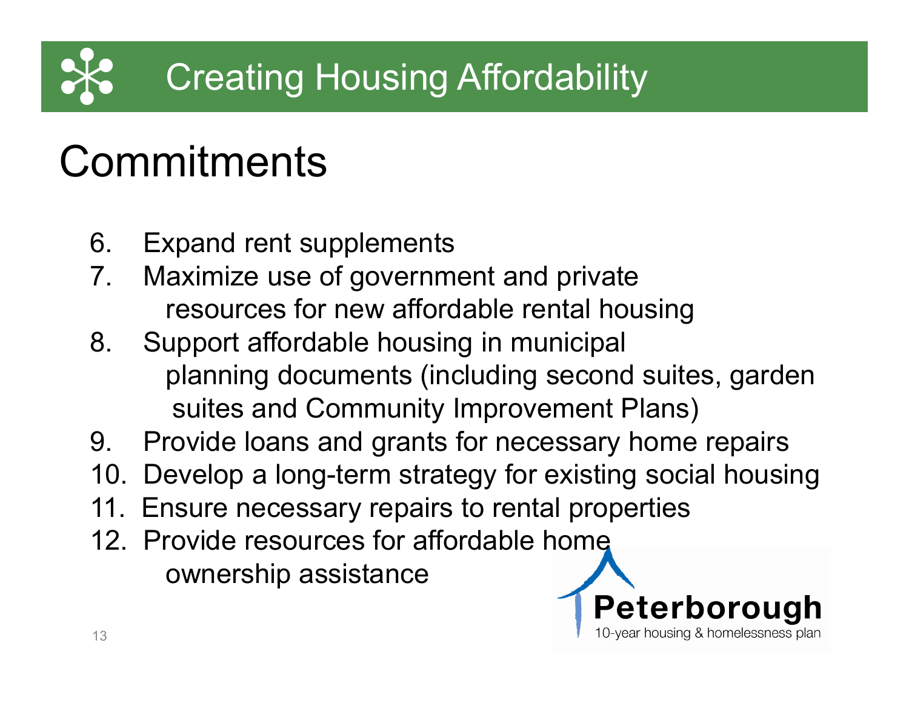# Creating Housing Affordability

## Commitments

6. Expand rent supplements
7. Maximize use of government and private resources for new affordable rental housing
8. Support affordable housing in municipal planning documents (including second suites, garden suites and Community Improvement Plans)
9. Provide loans and grants for necessary home repairs
10. Develop a long-term strategy for existing social housing
11. Ensure necessary repairs to rental properties
12. Provide resources for affordable home ownership assistance

Peterborough
10-year housing & homelessness plan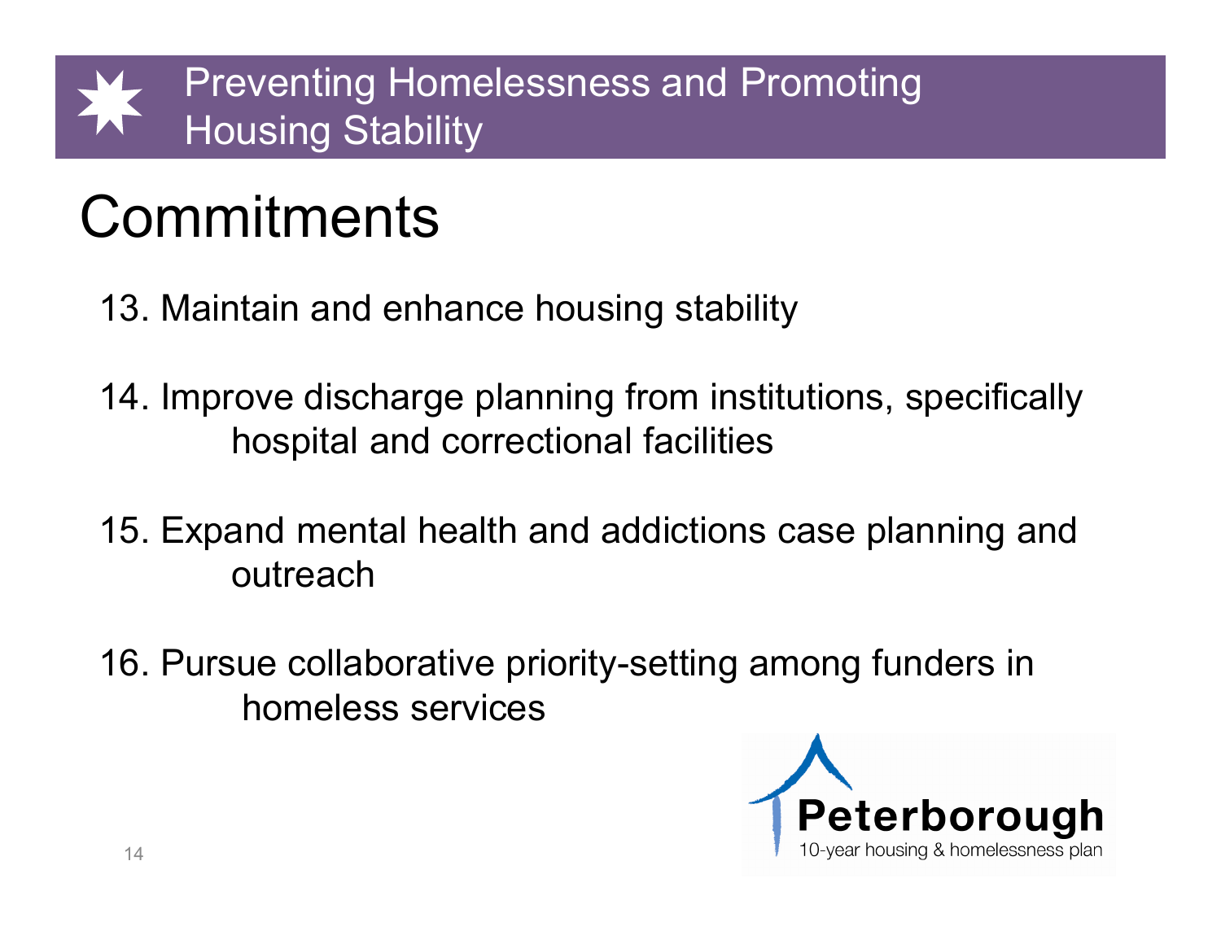# Preventing Homelessness and Promoting Housing Stability

## Commitments

13. Maintain and enhance housing stability

14. Improve discharge planning from institutions, specifically hospital and correctional facilities

15. Expand mental health and addictions case planning and outreach

16. Pursue collaborative priority-setting among funders in homeless services

Peterborough
10-year housing & homelessness plan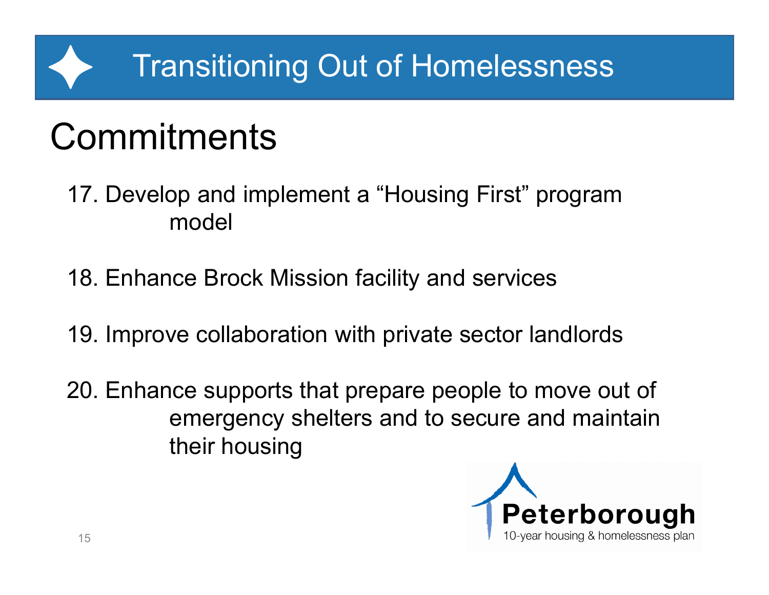# Transitioning Out of Homelessness

## Commitments

17. Develop and implement a "Housing First" program model

18. Enhance Brock Mission facility and services

19. Improve collaboration with private sector landlords

20. Enhance supports that prepare people to move out of emergency shelters and to secure and maintain their housing

Peterborough
10-year housing & homelessness plan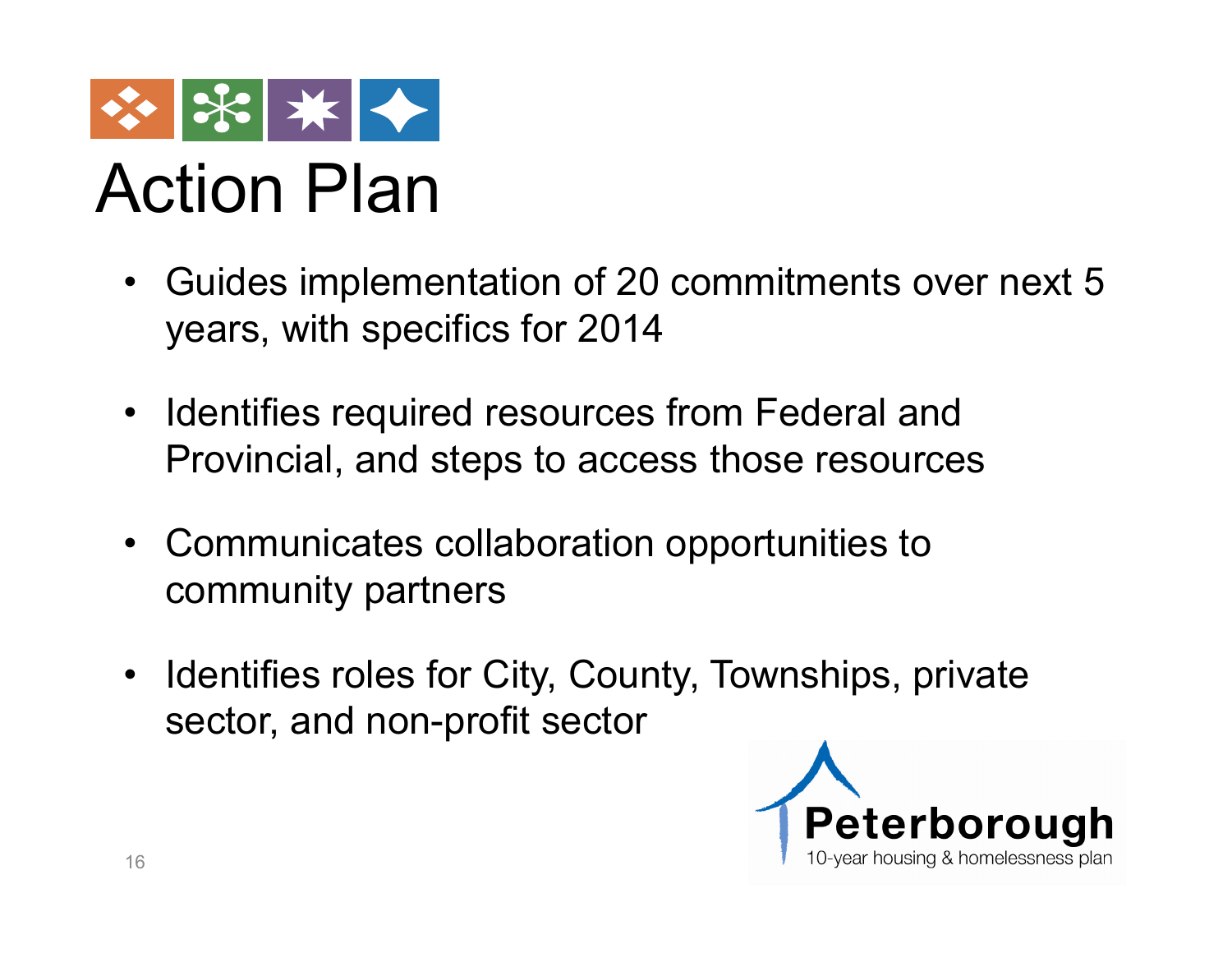# Action Plan

- Guides implementation of 20 commitments over next 5 years, with specifics for 2014
- Identifies required resources from Federal and Provincial, and steps to access those resources
- Communicates collaboration opportunities to community partners
- Identifies roles for City, County, Townships, private sector, and non-profit sector

Peterborough
10-year housing & homelessness plan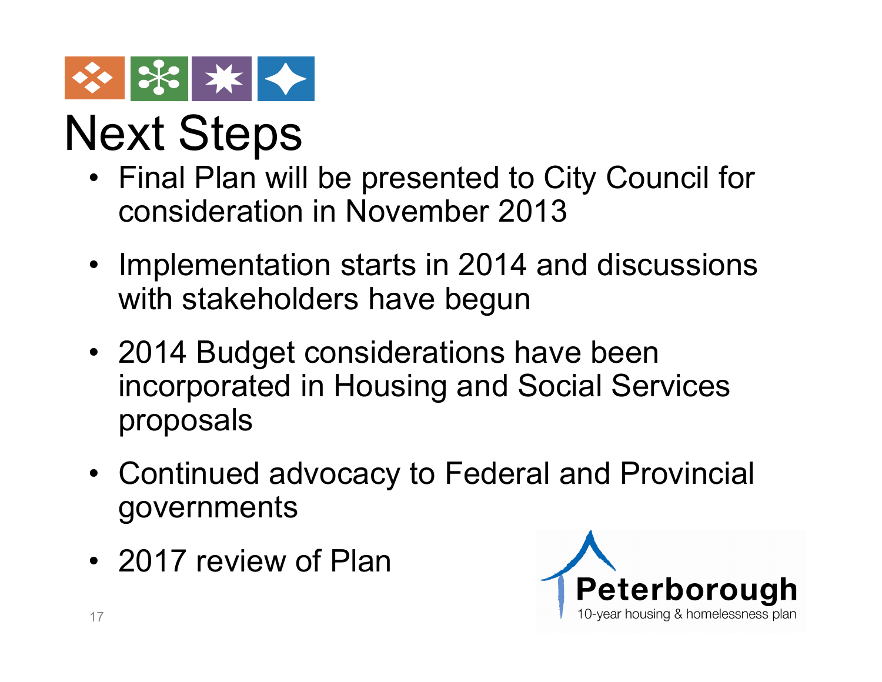# Next Steps

- Final Plan will be presented to City Council for consideration in November 2013
- Implementation starts in 2014 and discussions with stakeholders have begun
- 2014 Budget considerations have been incorporated in Housing and Social Services proposals
- Continued advocacy to Federal and Provincial governments
- 2017 review of Plan

Peterborough
10-year housing & homelessness plan